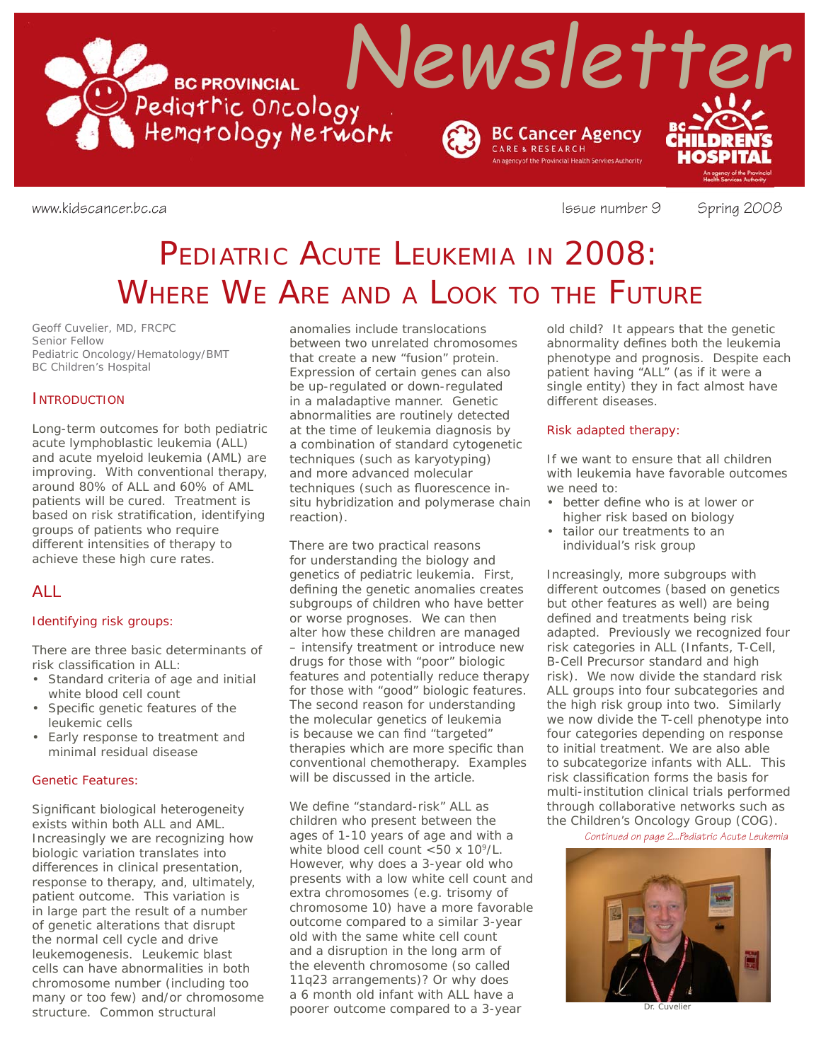# BC Provincial Pediatric Oncology Hematology Network Newsletter

www.kidscancer.bc.ca

Issue number 9 Spring 2008

# Pediatric Acute Leukemia in 2008: Where We Are and a Look to the Future

Geoff Cuvelier, MD, FRCPC
Senior Fellow
Pediatric Oncology/Hematology/BMT
BC Children's Hospital

## Introduction

Long-term outcomes for both pediatric acute lymphoblastic leukemia (ALL) and acute myeloid leukemia (AML) are improving. With conventional therapy, around 80% of ALL and 60% of AML patients will be cured. Treatment is based on risk stratification, identifying groups of patients who require different intensities of therapy to achieve these high cure rates.

## ALL

### Identifying risk groups:

There are three basic determinants of risk classification in ALL:

- Standard criteria of age and initial white blood cell count
- Specific genetic features of the leukemic cells
- Early response to treatment and minimal residual disease

### Genetic Features:

Significant biological heterogeneity exists within both ALL and AML. Increasingly we are recognizing how biologic variation translates into differences in clinical presentation, response to therapy, and, ultimately, patient outcome. This variation is in large part the result of a number of genetic alterations that disrupt the normal cell cycle and drive leukemogenesis. Leukemic blast cells can have abnormalities in both chromosome number (including too many or too few) and/or chromosome structure. Common structural anomalies include translocations between two unrelated chromosomes that create a new "fusion" protein. Expression of certain genes can also be up-regulated or down-regulated in a maladaptive manner. Genetic abnormalities are routinely detected at the time of leukemia diagnosis by a combination of standard cytogenetic techniques (such as karyotyping) and more advanced molecular techniques (such as fluorescence in-situ hybridization and polymerase chain reaction).

There are two practical reasons for understanding the biology and genetics of pediatric leukemia. First, defining the genetic anomalies creates subgroups of children who have better or worse prognoses. We can then alter how these children are managed – intensify treatment or introduce new drugs for those with "poor" biologic features and potentially reduce therapy for those with "good" biologic features. The second reason for understanding the molecular genetics of leukemia is because we can find "targeted" therapies which are more specific than conventional chemotherapy. Examples will be discussed in the article.

We define "standard-risk" ALL as children who present between the ages of 1-10 years of age and with a white blood cell count <50 x $10^9$/L. However, why does a 3-year old who presents with a low white cell count and extra chromosomes (e.g. trisomy of chromosome 10) have a more favorable outcome compared to a similar 3-year old with the same white cell count and a disruption in the long arm of the eleventh chromosome (so called 11q23 arrangements)? Or why does a 6 month old infant with ALL have a poorer outcome compared to a 3-year old child? It appears that the genetic abnormality defines both the leukemia phenotype and prognosis. Despite each patient having "ALL" (as if it were a single entity) they in fact almost have different diseases.

### Risk adapted therapy:

If we want to ensure that all children with leukemia have favorable outcomes we need to:

- better define who is at lower or higher risk based on biology
- tailor our treatments to an individual's risk group

Increasingly, more subgroups with different outcomes (based on genetics but other features as well) are being defined and treatments being risk adapted. Previously we recognized four risk categories in ALL (Infants, T-Cell, B-Cell Precursor standard and high risk). We now divide the standard risk ALL groups into four subcategories and the high risk group into two. Similarly we now divide the T-cell phenotype into four categories depending on response to initial treatment. We are also able to subcategorize infants with ALL. This risk classification forms the basis for multi-institution clinical trials performed through collaborative networks such as the Children's Oncology Group (COG).

*Continued on page 2...Pediatric Acute Leukemia*

Dr. Cuvelier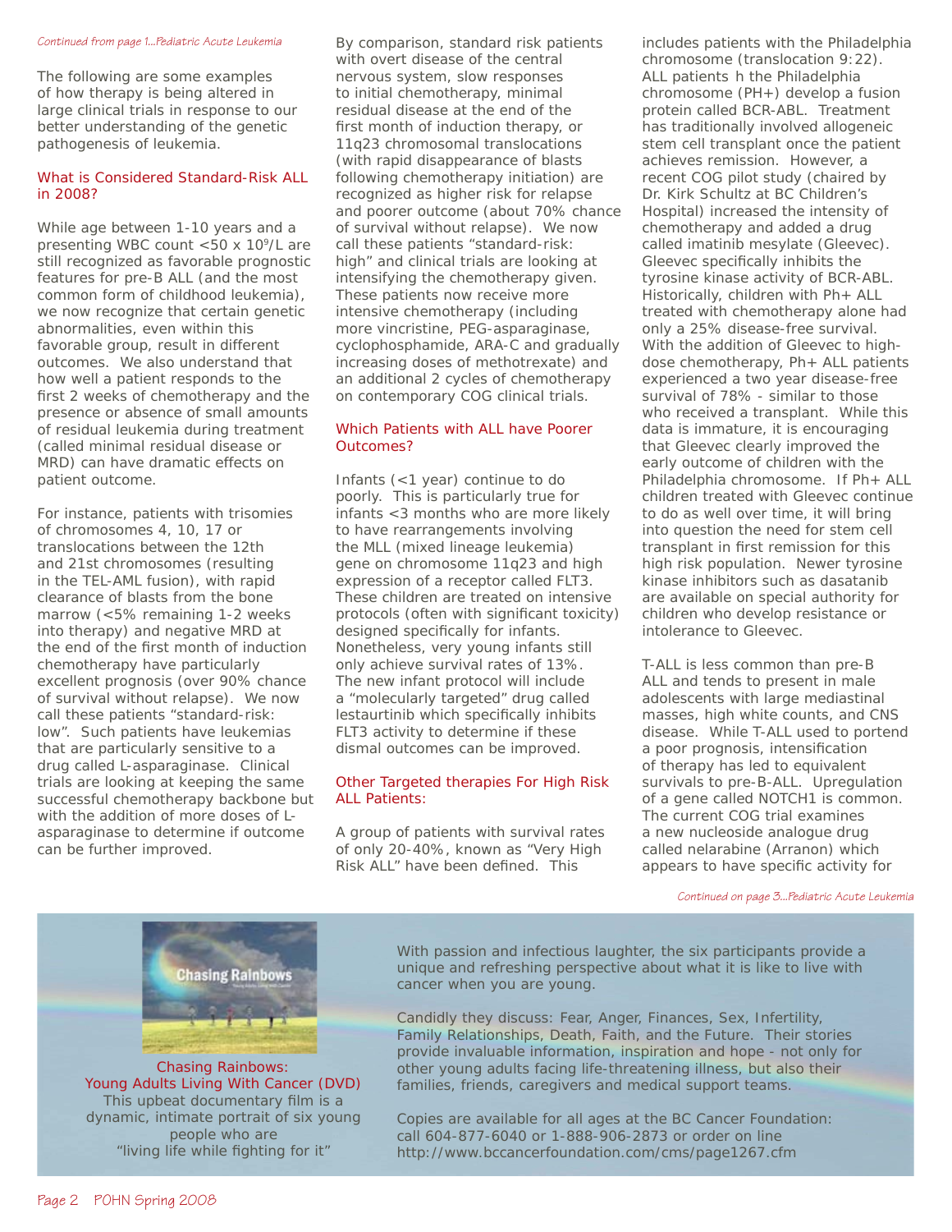*Continued from page 1...Pediatric Acute Leukemia*

The following are some examples of how therapy is being altered in large clinical trials in response to our better understanding of the genetic pathogenesis of leukemia.

## What is Considered Standard-Risk ALL in 2008?

While age between 1-10 years and a presenting WBC count <50 x $10^9$/L are still recognized as favorable prognostic features for pre-B ALL (and the most common form of childhood leukemia), we now recognize that certain genetic abnormalities, even within this favorable group, result in different outcomes. We also understand that how well a patient responds to the first 2 weeks of chemotherapy and the presence or absence of small amounts of residual leukemia during treatment (called minimal residual disease or MRD) can have dramatic effects on patient outcome.

For instance, patients with trisomies of chromosomes 4, 10, 17 or translocations between the 12th and 21st chromosomes (resulting in the TEL-AML fusion), with rapid clearance of blasts from the bone marrow (<5% remaining 1-2 weeks into therapy) and negative MRD at the end of the first month of induction chemotherapy have particularly excellent prognosis (over 90% chance of survival without relapse). We now call these patients "standard-risk: low". Such patients have leukemias that are particularly sensitive to a drug called L-asparaginase. Clinical trials are looking at keeping the same successful chemotherapy backbone but with the addition of more doses of L-asparaginase to determine if outcome can be further improved.

By comparison, standard risk patients with overt disease of the central nervous system, slow responses to initial chemotherapy, minimal residual disease at the end of the first month of induction therapy, or 11q23 chromosomal translocations (with rapid disappearance of blasts following chemotherapy initiation) are recognized as higher risk for relapse and poorer outcome (about 70% chance of survival without relapse). We now call these patients "standard-risk: high" and clinical trials are looking at intensifying the chemotherapy given. These patients now receive more intensive chemotherapy (including more vincristine, PEG-asparaginase, cyclophosphamide, ARA-C and gradually increasing doses of methotrexate) and an additional 2 cycles of chemotherapy on contemporary COG clinical trials.

## Which Patients with ALL have Poorer Outcomes?

Infants (<1 year) continue to do poorly. This is particularly true for infants <3 months who are more likely to have rearrangements involving the MLL (mixed lineage leukemia) gene on chromosome 11q23 and high expression of a receptor called FLT3. These children are treated on intensive protocols (often with significant toxicity) designed specifically for infants. Nonetheless, very young infants still only achieve survival rates of 13%. The new infant protocol will include a "molecularly targeted" drug called lestaurtinib which specifically inhibits FLT3 activity to determine if these dismal outcomes can be improved.

## Other Targeted therapies For High Risk ALL Patients:

A group of patients with survival rates of only 20-40%, known as "Very High Risk ALL" have been defined. This includes patients with the Philadelphia chromosome (translocation 9:22). ALL patients h the Philadelphia chromosome (PH+) develop a fusion protein called BCR-ABL. Treatment has traditionally involved allogeneic stem cell transplant once the patient achieves remission. However, a recent COG pilot study (chaired by Dr. Kirk Schultz at BC Children's Hospital) increased the intensity of chemotherapy and added a drug called imatinib mesylate (Gleevec). Gleevec specifically inhibits the tyrosine kinase activity of BCR-ABL. Historically, children with Ph+ ALL treated with chemotherapy alone had only a 25% disease-free survival. With the addition of Gleevec to high-dose chemotherapy, Ph+ ALL patients experienced a two year disease-free survival of 78% - similar to those who received a transplant. While this data is immature, it is encouraging that Gleevec clearly improved the early outcome of children with the Philadelphia chromosome. If Ph+ ALL children treated with Gleevec continue to do as well over time, it will bring into question the need for stem cell transplant in first remission for this high risk population. Newer tyrosine kinase inhibitors such as dasatanib are available on special authority for children who develop resistance or intolerance to Gleevec.

T-ALL is less common than pre-B ALL and tends to present in male adolescents with large mediastinal masses, high white counts, and CNS disease. While T-ALL used to portend a poor prognosis, intensification of therapy has led to equivalent survivals to pre-B-ALL. Upregulation of a gene called NOTCH1 is common. The current COG trial examines a new nucleoside analogue drug called nelarabine (Arranon) which appears to have specific activity for

*Continued on page 3...Pediatric Acute Leukemia*

---

**Chasing Rainbows: Young Adults Living With Cancer (DVD)**
This upbeat documentary film is a dynamic, intimate portrait of six young people who are "living life while fighting for it"

With passion and infectious laughter, the six participants provide a unique and refreshing perspective about what it is like to live with cancer when you are young.

Candidly they discuss: Fear, Anger, Finances, Sex, Infertility, Family Relationships, Death, Faith, and the Future. Their stories provide invaluable information, inspiration and hope - not only for other young adults facing life-threatening illness, but also their families, friends, caregivers and medical support teams.

Copies are available for all ages at the BC Cancer Foundation: call 604-877-6040 or 1-888-906-2873 or order on line http://www.bccancerfoundation.com/cms/page1267.cfm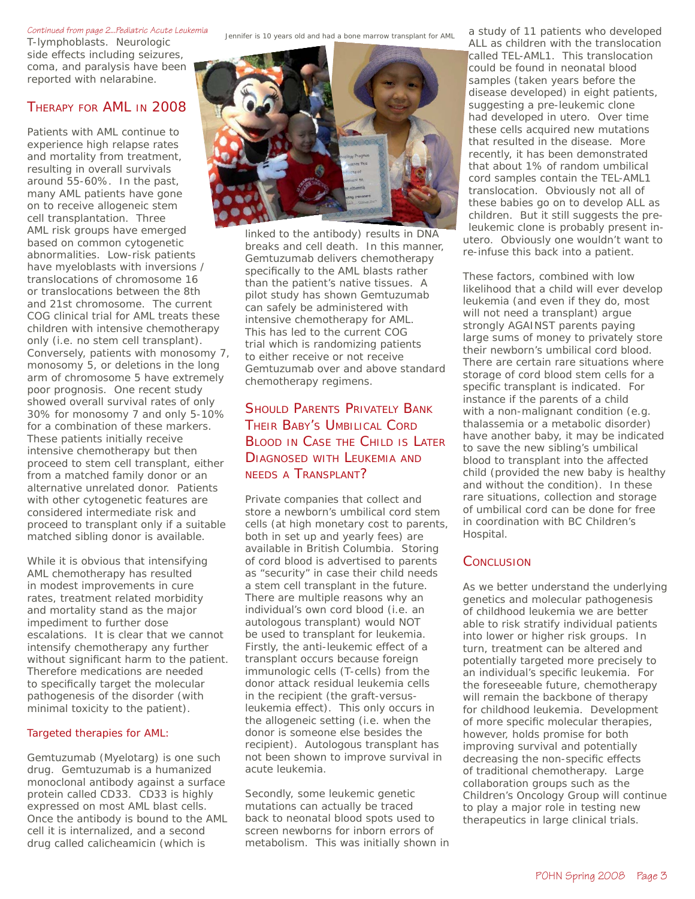*Continued from page 2...Pediatric Acute Leukemia*

T-lymphoblasts. Neurologic side effects including seizures, coma, and paralysis have been reported with nelarabine.

## Therapy for AML in 2008

Patients with AML continue to experience high relapse rates and mortality from treatment, resulting in overall survivals around 55-60%. In the past, many AML patients have gone on to receive allogeneic stem cell transplantation. Three AML risk groups have emerged based on common cytogenetic abnormalities. Low-risk patients have myeloblasts with inversions / translocations of chromosome 16 or translocations between the 8th and 21st chromosome. The current COG clinical trial for AML treats these children with intensive chemotherapy only (i.e. no stem cell transplant). Conversely, patients with monosomy 7, monosomy 5, or deletions in the long arm of chromosome 5 have extremely poor prognosis. One recent study showed overall survival rates of only 30% for monosomy 7 and only 5-10% for a combination of these markers. These patients initially receive intensive chemotherapy but then proceed to stem cell transplant, either from a matched family donor or an alternative unrelated donor. Patients with other cytogenetic features are considered intermediate risk and proceed to transplant only if a suitable matched sibling donor is available.

While it is obvious that intensifying AML chemotherapy has resulted in modest improvements in cure rates, treatment related morbidity and mortality stand as the major impediment to further dose escalations. It is clear that we cannot intensify chemotherapy any further without significant harm to the patient. Therefore medications are needed to specifically target the molecular pathogenesis of the disorder (with minimal toxicity to the patient).

### Targeted therapies for AML:

Gemtuzumab (Myelotarg) is one such drug. Gemtuzumab is a humanized monoclonal antibody against a surface protein called CD33. CD33 is highly expressed on most AML blast cells. Once the antibody is bound to the AML cell it is internalized, and a second drug called calicheamicin (which is linked to the antibody) results in DNA breaks and cell death. In this manner, Gemtuzumab delivers chemotherapy specifically to the AML blasts rather than the patient's native tissues. A pilot study has shown Gemtuzumab can safely be administered with intensive chemotherapy for AML. This has led to the current COG trial which is randomizing patients to either receive or not receive Gemtuzumab over and above standard chemotherapy regimens.

Jennifer is 10 years old and had a bone marrow transplant for AML

## Should Parents Privately Bank Their Baby's Umbilical Cord Blood in Case the Child is Later Diagnosed with Leukemia and Needs a Transplant?

Private companies that collect and store a newborn's umbilical cord stem cells (at high monetary cost to parents, both in set up and yearly fees) are available in British Columbia. Storing of cord blood is advertised to parents as "security" in case their child needs a stem cell transplant in the future. There are multiple reasons why an individual's own cord blood (i.e. an autologous transplant) would NOT be used to transplant for leukemia. Firstly, the anti-leukemic effect of a transplant occurs because foreign immunologic cells (T-cells) from the donor attack residual leukemia cells in the recipient (the graft-versus-leukemia effect). This only occurs in the allogeneic setting (i.e. when the donor is someone else besides the recipient). Autologous transplant has not been shown to improve survival in acute leukemia.

Secondly, some leukemic genetic mutations can actually be traced back to neonatal blood spots used to screen newborns for inborn errors of metabolism. This was initially shown in a study of 11 patients who developed ALL as children with the translocation called TEL-AML1. This translocation could be found in neonatal blood samples (taken years before the disease developed) in eight patients, suggesting a pre-leukemic clone had developed in utero. Over time these cells acquired new mutations that resulted in the disease. More recently, it has been demonstrated that about 1% of random umbilical cord samples contain the TEL-AML1 translocation. Obviously not all of these babies go on to develop ALL as children. But it still suggests the pre-leukemic clone is probably present in-utero. Obviously one wouldn't want to re-infuse this back into a patient.

These factors, combined with low likelihood that a child will ever develop leukemia (and even if they do, most will not need a transplant) argue strongly AGAINST parents paying large sums of money to privately store their newborn's umbilical cord blood. There are certain rare situations where storage of cord blood stem cells for a specific transplant is indicated. For instance if the parents of a child with a non-malignant condition (e.g. thalassemia or a metabolic disorder) have another baby, it may be indicated to save the new sibling's umbilical blood to transplant into the affected child (provided the new baby is healthy and without the condition). In these rare situations, collection and storage of umbilical cord can be done for free in coordination with BC Children's Hospital.

## Conclusion

As we better understand the underlying genetics and molecular pathogenesis of childhood leukemia we are better able to risk stratify individual patients into lower or higher risk groups. In turn, treatment can be altered and potentially targeted more precisely to an individual's specific leukemia. For the foreseeable future, chemotherapy will remain the backbone of therapy for childhood leukemia. Development of more specific molecular therapies, however, holds promise for both improving survival and potentially decreasing the non-specific effects of traditional chemotherapy. Large collaboration groups such as the Children's Oncology Group will continue to play a major role in testing new therapeutics in large clinical trials.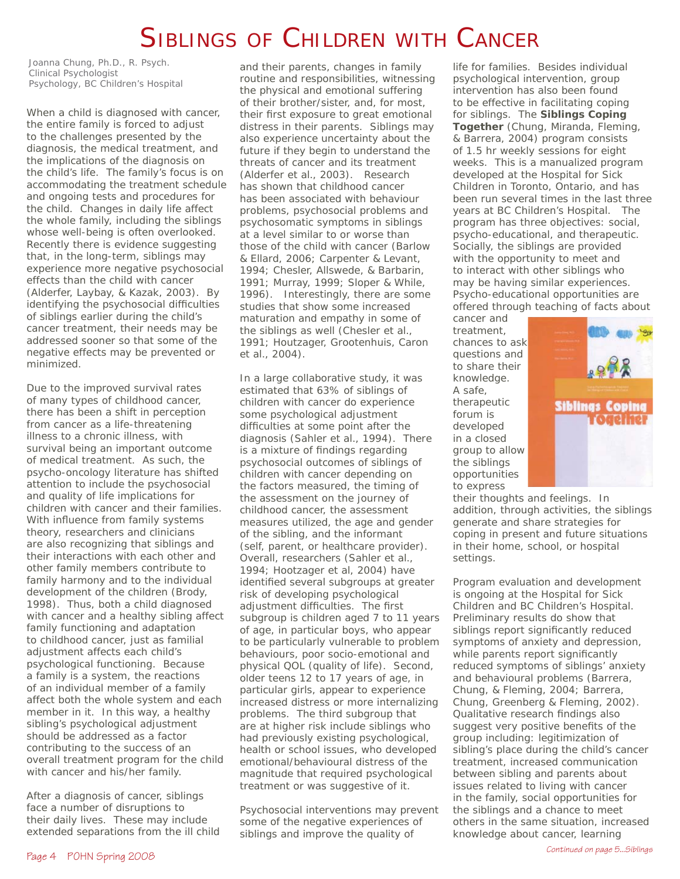# Siblings of Children with Cancer

Joanna Chung, Ph.D., R. Psych.
Clinical Psychologist
Psychology, BC Children's Hospital

When a child is diagnosed with cancer, the entire family is forced to adjust to the challenges presented by the diagnosis, the medical treatment, and the implications of the diagnosis on the child's life. The family's focus is on accommodating the treatment schedule and ongoing tests and procedures for the child. Changes in daily life affect the whole family, including the siblings whose well-being is often overlooked. Recently there is evidence suggesting that, in the long-term, siblings may experience more negative psychosocial effects than the child with cancer (Alderfer, Laybay, & Kazak, 2003). By identifying the psychosocial difficulties of siblings earlier during the child's cancer treatment, their needs may be addressed sooner so that some of the negative effects may be prevented or minimized.

Due to the improved survival rates of many types of childhood cancer, there has been a shift in perception from cancer as a life-threatening illness to a chronic illness, with survival being an important outcome of medical treatment. As such, the psycho-oncology literature has shifted attention to include the psychosocial and quality of life implications for children with cancer and their families. With influence from family systems theory, researchers and clinicians are also recognizing that siblings and their interactions with each other and other family members contribute to family harmony and to the individual development of the children (Brody, 1998). Thus, both a child diagnosed with cancer and a healthy sibling affect family functioning and adaptation to childhood cancer, just as familial adjustment affects each child's psychological functioning. Because a family is a system, the reactions of an individual member of a family affect both the whole system and each member in it. In this way, a healthy sibling's psychological adjustment should be addressed as a factor contributing to the success of an overall treatment program for the child with cancer and his/her family.

After a diagnosis of cancer, siblings face a number of disruptions to their daily lives. These may include extended separations from the ill child and their parents, changes in family routine and responsibilities, witnessing the physical and emotional suffering of their brother/sister, and, for most, their first exposure to great emotional distress in their parents. Siblings may also experience uncertainty about the future if they begin to understand the threats of cancer and its treatment (Alderfer et al., 2003). Research has shown that childhood cancer has been associated with behaviour problems, psychosocial problems and psychosomatic symptoms in siblings at a level similar to or worse than those of the child with cancer (Barlow & Ellard, 2006; Carpenter & Levant, 1994; Chesler, Allswede, & Barbarin, 1991; Murray, 1999; Sloper & While, 1996). Interestingly, there are some studies that show some increased maturation and empathy in some of the siblings as well (Chesler et al., 1991; Houtzager, Grootenhuis, Caron et al., 2004).

In a large collaborative study, it was estimated that 63% of siblings of children with cancer do experience some psychological adjustment difficulties at some point after the diagnosis (Sahler et al., 1994). There is a mixture of findings regarding psychosocial outcomes of siblings of children with cancer depending on the factors measured, the timing of the assessment on the journey of childhood cancer, the assessment measures utilized, the age and gender of the sibling, and the informant (self, parent, or healthcare provider). Overall, researchers (Sahler et al., 1994; Hootzager et al, 2004) have identified several subgroups at greater risk of developing psychological adjustment difficulties. The first subgroup is children aged 7 to 11 years of age, in particular boys, who appear to be particularly vulnerable to problem behaviours, poor socio-emotional and physical QOL (quality of life). Second, older teens 12 to 17 years of age, in particular girls, appear to experience increased distress or more internalizing problems. The third subgroup that are at higher risk include siblings who had previously existing psychological, health or school issues, who developed emotional/behavioural distress of the magnitude that required psychological treatment or was suggestive of it.

Psychosocial interventions may prevent some of the negative experiences of siblings and improve the quality of life for families. Besides individual psychological intervention, group intervention has also been found to be effective in facilitating coping for siblings. The **Siblings Coping Together** (Chung, Miranda, Fleming, & Barrera, 2004) program consists of 1.5 hr weekly sessions for eight weeks. This is a manualized program developed at the Hospital for Sick Children in Toronto, Ontario, and has been run several times in the last three years at BC Children's Hospital. The program has three objectives: social, psycho-educational, and therapeutic. Socially, the siblings are provided with the opportunity to meet and to interact with other siblings who may be having similar experiences. Psycho-educational opportunities are offered through teaching of facts about cancer and treatment, chances to ask questions and to share their knowledge. A safe, therapeutic forum is developed in a closed group to allow the siblings opportunities to express their thoughts and feelings. In addition, through activities, the siblings generate and share strategies for coping in present and future situations in their home, school, or hospital settings.

Program evaluation and development is ongoing at the Hospital for Sick Children and BC Children's Hospital. Preliminary results do show that siblings report significantly reduced symptoms of anxiety and depression, while parents report significantly reduced symptoms of siblings' anxiety and behavioural problems (Barrera, Chung, & Fleming, 2004; Barrera, Chung, Greenberg & Fleming, 2002). Qualitative research findings also suggest very positive benefits of the group including: legitimization of sibling's place during the child's cancer treatment, increased communication between sibling and parents about issues related to living with cancer in the family, social opportunities for the siblings and a chance to meet others in the same situation, increased knowledge about cancer, learning

*Continued on page 5...Siblings*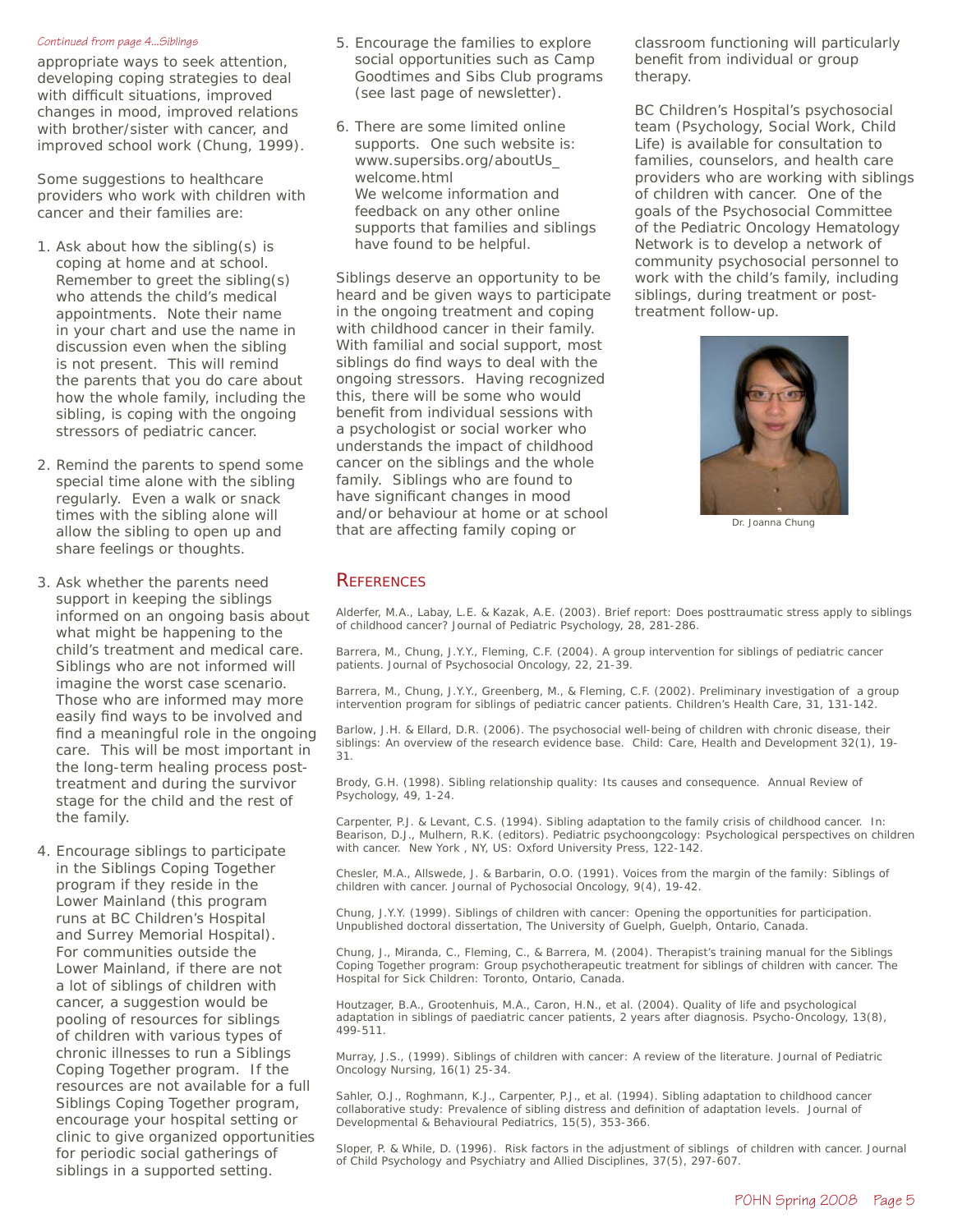*Continued from page 4...Siblings*

appropriate ways to seek attention, developing coping strategies to deal with difficult situations, improved changes in mood, improved relations with brother/sister with cancer, and improved school work (Chung, 1999).

Some suggestions to healthcare providers who work with children with cancer and their families are:

1. Ask about how the sibling(s) is coping at home and at school. Remember to greet the sibling(s) who attends the child's medical appointments. Note their name in your chart and use the name in discussion even when the sibling is not present. This will remind the parents that you do care about how the whole family, including the sibling, is coping with the ongoing stressors of pediatric cancer.

2. Remind the parents to spend some special time alone with the sibling regularly. Even a walk or snack times with the sibling alone will allow the sibling to open up and share feelings or thoughts.

3. Ask whether the parents need support in keeping the siblings informed on an ongoing basis about what might be happening to the child's treatment and medical care. Siblings who are not informed will imagine the worst case scenario. Those who are informed may more easily find ways to be involved and find a meaningful role in the ongoing care. This will be most important in the long-term healing process post-treatment and during the survivor stage for the child and the rest of the family.

4. Encourage siblings to participate in the Siblings Coping Together program if they reside in the Lower Mainland (this program runs at BC Children's Hospital and Surrey Memorial Hospital). For communities outside the Lower Mainland, if there are not a lot of siblings of children with cancer, a suggestion would be pooling of resources for siblings of children with various types of chronic illnesses to run a Siblings Coping Together program. If the resources are not available for a full Siblings Coping Together program, encourage your hospital setting or clinic to give organized opportunities for periodic social gatherings of siblings in a supported setting.

5. Encourage the families to explore social opportunities such as Camp Goodtimes and Sibs Club programs (see last page of newsletter).

6. There are some limited online supports. One such website is: www.supersibs.org/aboutUs_welcome.html
   We welcome information and feedback on any other online supports that families and siblings have found to be helpful.

Siblings deserve an opportunity to be heard and be given ways to participate in the ongoing treatment and coping with childhood cancer in their family. With familial and social support, most siblings do find ways to deal with the ongoing stressors. Having recognized this, there will be some who would benefit from individual sessions with a psychologist or social worker who understands the impact of childhood cancer on the siblings and the whole family. Siblings who are found to have significant changes in mood and/or behaviour at home or at school that are affecting family coping or classroom functioning will particularly benefit from individual or group therapy.

BC Children's Hospital's psychosocial team (Psychology, Social Work, Child Life) is available for consultation to families, counselors, and health care providers who are working with siblings of children with cancer. One of the goals of the Psychosocial Committee of the Pediatric Oncology Hematology Network is to develop a network of community psychosocial personnel to work with the child's family, including siblings, during treatment or post-treatment follow-up.

Dr. Joanna Chung

## References

Alderfer, M.A., Labay, L.E. & Kazak, A.E. (2003). Brief report: Does posttraumatic stress apply to siblings of childhood cancer? Journal of Pediatric Psychology, 28, 281-286.

Barrera, M., Chung, J.Y.Y., Fleming, C.F. (2004). A group intervention for siblings of pediatric cancer patients. Journal of Psychosocial Oncology, 22, 21-39.

Barrera, M., Chung, J.Y.Y., Greenberg, M., & Fleming, C.F. (2002). Preliminary investigation of a group intervention program for siblings of pediatric cancer patients. Children's Health Care, 31, 131-142.

Barlow, J.H. & Ellard, D.R. (2006). The psychosocial well-being of children with chronic disease, their siblings: An overview of the research evidence base. Child: Care, Health and Development 32(1), 19-31.

Brody, G.H. (1998). Sibling relationship quality: Its causes and consequence. Annual Review of Psychology, 49, 1-24.

Carpenter, P.J. & Levant, C.S. (1994). Sibling adaptation to the family crisis of childhood cancer. In: Bearison, D.J., Mulhern, R.K. (editors). Pediatric psychoongcology: Psychological perspectives on children with cancer. New York , NY, US: Oxford University Press, 122-142.

Chesler, M.A., Allswede, J. & Barbarin, O.O. (1991). Voices from the margin of the family: Siblings of children with cancer. Journal of Pychosocial Oncology, 9(4), 19-42.

Chung, J.Y.Y. (1999). Siblings of children with cancer: Opening the opportunities for participation. Unpublished doctoral dissertation, The University of Guelph, Guelph, Ontario, Canada.

Chung, J., Miranda, C., Fleming, C., & Barrera, M. (2004). Therapist's training manual for the Siblings Coping Together program: Group psychotherapeutic treatment for siblings of children with cancer. The Hospital for Sick Children: Toronto, Ontario, Canada.

Houtzager, B.A., Grootenhuis, M.A., Caron, H.N., et al. (2004). Quality of life and psychological adaptation in siblings of paediatric cancer patients, 2 years after diagnosis. Psycho-Oncology, 13(8), 499-511.

Murray, J.S., (1999). Siblings of children with cancer: A review of the literature. Journal of Pediatric Oncology Nursing, 16(1) 25-34.

Sahler, O.J., Roghmann, K.J., Carpenter, P.J., et al. (1994). Sibling adaptation to childhood cancer collaborative study: Prevalence of sibling distress and definition of adaptation levels. Journal of Developmental & Behavioural Pediatrics, 15(5), 353-366.

Sloper, P. & While, D. (1996). Risk factors in the adjustment of siblings of children with cancer. Journal of Child Psychology and Psychiatry and Allied Disciplines, 37(5), 297-607.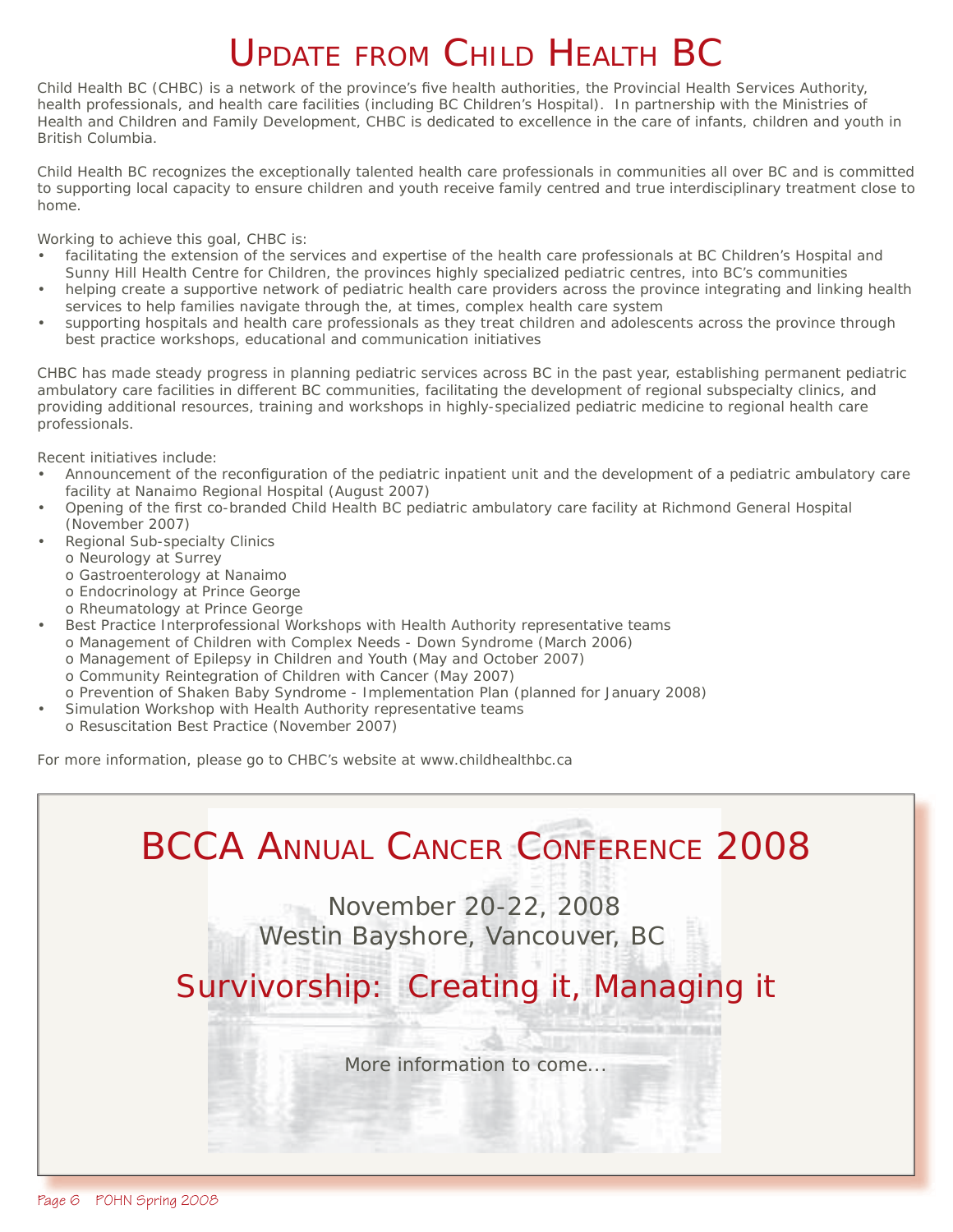# Update from Child Health BC

Child Health BC (CHBC) is a network of the province's five health authorities, the Provincial Health Services Authority, health professionals, and health care facilities (including BC Children's Hospital). In partnership with the Ministries of Health and Children and Family Development, CHBC is dedicated to excellence in the care of infants, children and youth in British Columbia.

Child Health BC recognizes the exceptionally talented health care professionals in communities all over BC and is committed to supporting local capacity to ensure children and youth receive family centred and true interdisciplinary treatment close to home.

Working to achieve this goal, CHBC is:

- facilitating the extension of the services and expertise of the health care professionals at BC Children's Hospital and Sunny Hill Health Centre for Children, the provinces highly specialized pediatric centres, into BC's communities
- helping create a supportive network of pediatric health care providers across the province integrating and linking health services to help families navigate through the, at times, complex health care system
- supporting hospitals and health care professionals as they treat children and adolescents across the province through best practice workshops, educational and communication initiatives

CHBC has made steady progress in planning pediatric services across BC in the past year, establishing permanent pediatric ambulatory care facilities in different BC communities, facilitating the development of regional subspecialty clinics, and providing additional resources, training and workshops in highly-specialized pediatric medicine to regional health care professionals.

Recent initiatives include:

- Announcement of the reconfiguration of the pediatric inpatient unit and the development of a pediatric ambulatory care facility at Nanaimo Regional Hospital (August 2007)
- Opening of the first co-branded Child Health BC pediatric ambulatory care facility at Richmond General Hospital (November 2007)
- Regional Sub-specialty Clinics
  - Neurology at Surrey
  - Gastroenterology at Nanaimo
  - Endocrinology at Prince George
  - Rheumatology at Prince George
- Best Practice Interprofessional Workshops with Health Authority representative teams
  - Management of Children with Complex Needs - Down Syndrome (March 2006)
  - Management of Epilepsy in Children and Youth (May and October 2007)
  - Community Reintegration of Children with Cancer (May 2007)
  - Prevention of Shaken Baby Syndrome - Implementation Plan (planned for January 2008)
- Simulation Workshop with Health Authority representative teams
  - Resuscitation Best Practice (November 2007)

For more information, please go to CHBC's website at www.childhealthbc.ca

## BCCA Annual Cancer Conference 2008

November 20-22, 2008
Westin Bayshore, Vancouver, BC

**Survivorship: Creating it, Managing it**

More information to come...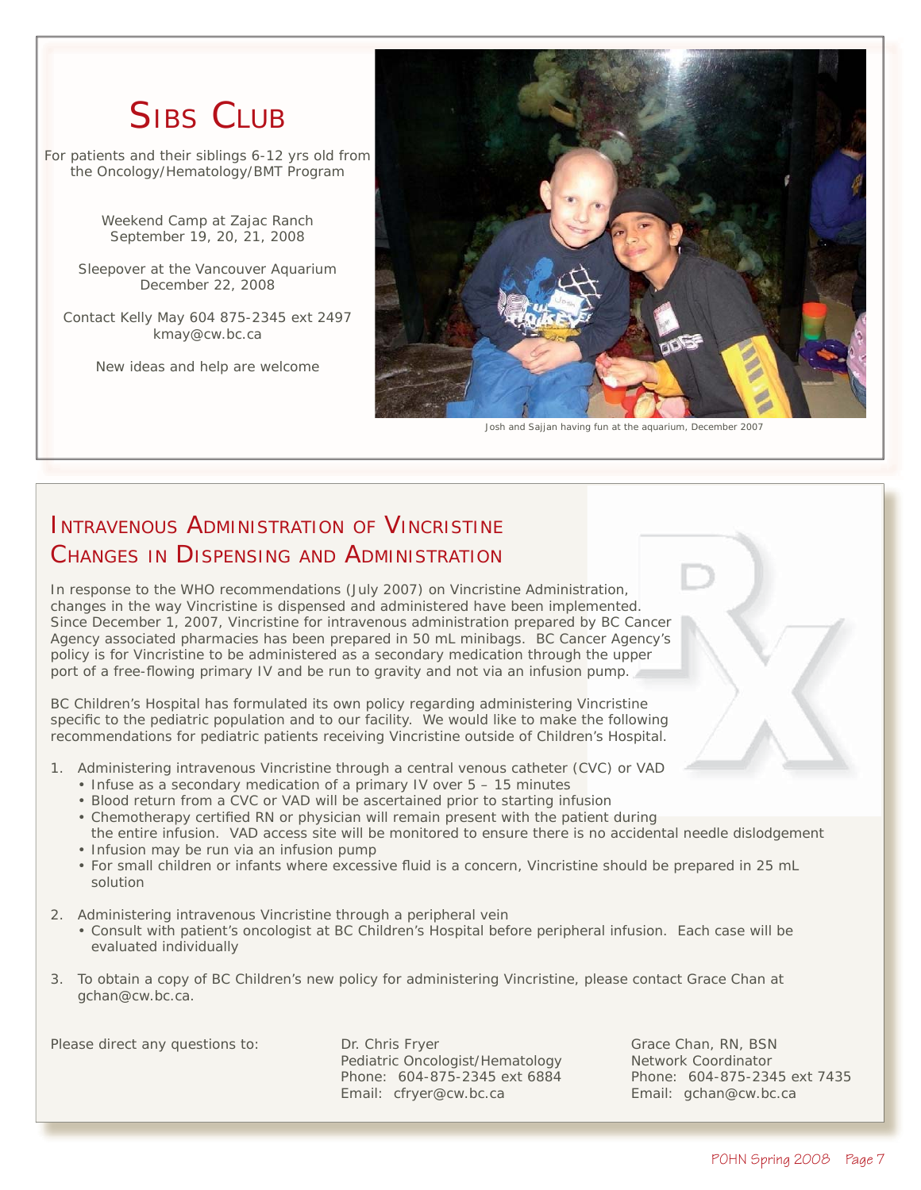# Sibs Club

For patients and their siblings 6-12 yrs old from the Oncology/Hematology/BMT Program

Weekend Camp at Zajac Ranch
September 19, 20, 21, 2008

Sleepover at the Vancouver Aquarium
December 22, 2008

Contact Kelly May 604 875-2345 ext 2497
kmay@cw.bc.ca

New ideas and help are welcome

Josh and Sajjan having fun at the aquarium, December 2007

## Intravenous Administration of Vincristine Changes in Dispensing and Administration

In response to the WHO recommendations (July 2007) on Vincristine Administration, changes in the way Vincristine is dispensed and administered have been implemented. Since December 1, 2007, Vincristine for intravenous administration prepared by BC Cancer Agency associated pharmacies has been prepared in 50 mL minibags. BC Cancer Agency's policy is for Vincristine to be administered as a secondary medication through the upper port of a free-flowing primary IV and be run to gravity and not via an infusion pump.

BC Children's Hospital has formulated its own policy regarding administering Vincristine specific to the pediatric population and to our facility. We would like to make the following recommendations for pediatric patients receiving Vincristine outside of Children's Hospital.

1. Administering intravenous Vincristine through a central venous catheter (CVC) or VAD
   - Infuse as a secondary medication of a primary IV over 5 – 15 minutes
   - Blood return from a CVC or VAD will be ascertained prior to starting infusion
   - Chemotherapy certified RN or physician will remain present with the patient during the entire infusion. VAD access site will be monitored to ensure there is no accidental needle dislodgement
   - Infusion may be run via an infusion pump
   - For small children or infants where excessive fluid is a concern, Vincristine should be prepared in 25 mL solution

2. Administering intravenous Vincristine through a peripheral vein
   - Consult with patient's oncologist at BC Children's Hospital before peripheral infusion. Each case will be evaluated individually

3. To obtain a copy of BC Children's new policy for administering Vincristine, please contact Grace Chan at gchan@cw.bc.ca.

Please direct any questions to:

Dr. Chris Fryer
Pediatric Oncologist/Hematology
Phone: 604-875-2345 ext 6884
Email: cfryer@cw.bc.ca

Grace Chan, RN, BSN
Network Coordinator
Phone: 604-875-2345 ext 7435
Email: gchan@cw.bc.ca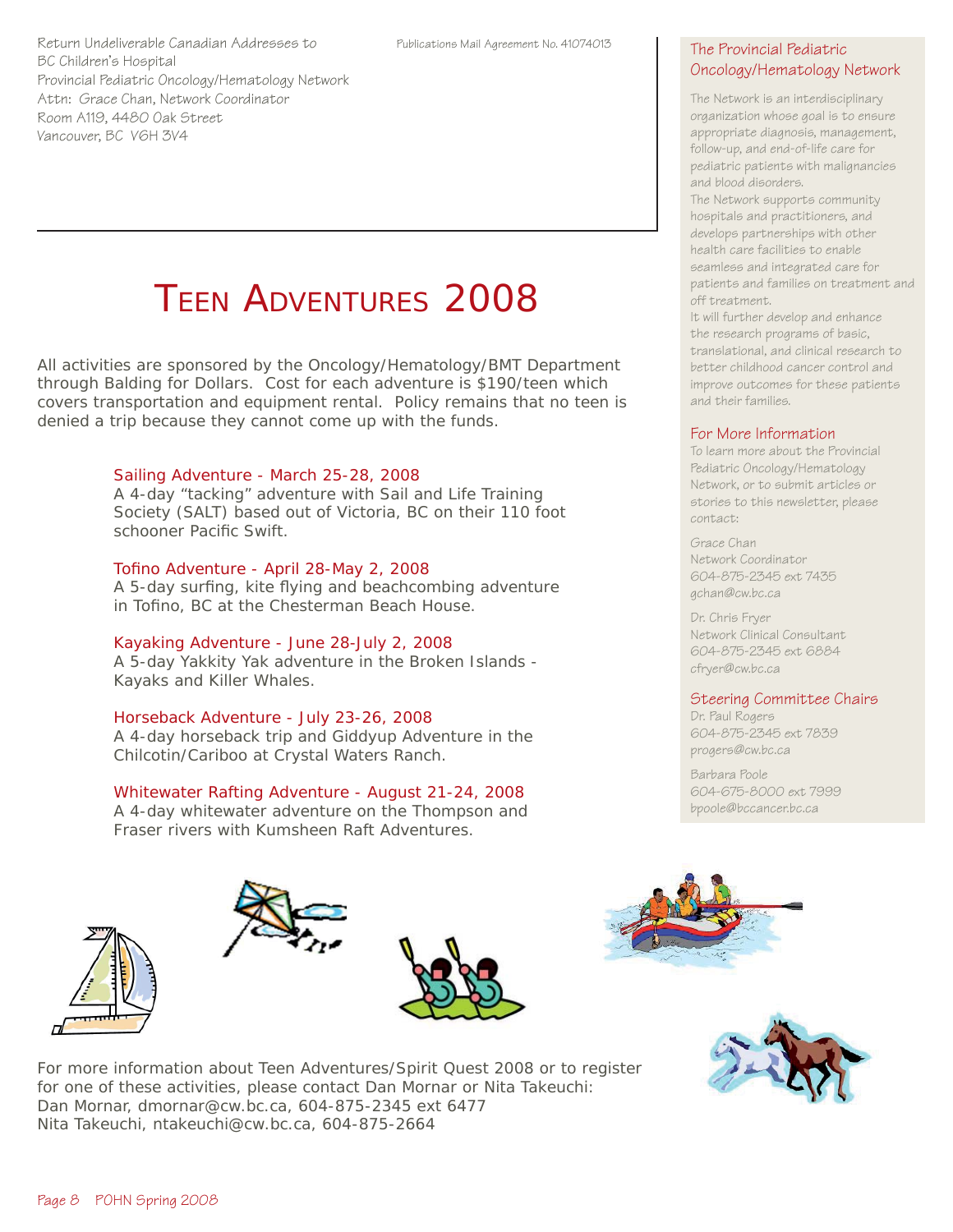Return Undeliverable Canadian Addresses to
BC Children's Hospital
Provincial Pediatric Oncology/Hematology Network
Attn: Grace Chan, Network Coordinator
Room A119, 4480 Oak Street
Vancouver, BC V6H 3V4

Publications Mail Agreement No. 41074013

# Teen Adventures 2008

All activities are sponsored by the Oncology/Hematology/BMT Department through Balding for Dollars. Cost for each adventure is $190/teen which covers transportation and equipment rental. Policy remains that no teen is denied a trip because they cannot come up with the funds.

**Sailing Adventure - March 25-28, 2008**
A 4-day "tacking" adventure with Sail and Life Training Society (SALT) based out of Victoria, BC on their 110 foot schooner Pacific Swift.

**Tofino Adventure - April 28-May 2, 2008**
A 5-day surfing, kite flying and beachcombing adventure in Tofino, BC at the Chesterman Beach House.

**Kayaking Adventure - June 28-July 2, 2008**
A 5-day Yakkity Yak adventure in the Broken Islands - Kayaks and Killer Whales.

**Horseback Adventure - July 23-26, 2008**
A 4-day horseback trip and Giddyup Adventure in the Chilcotin/Cariboo at Crystal Waters Ranch.

**Whitewater Rafting Adventure - August 21-24, 2008**
A 4-day whitewater adventure on the Thompson and Fraser rivers with Kumsheen Raft Adventures.

For more information about Teen Adventures/Spirit Quest 2008 or to register for one of these activities, please contact Dan Mornar or Nita Takeuchi:
Dan Mornar, dmornar@cw.bc.ca, 604-875-2345 ext 6477
Nita Takeuchi, ntakeuchi@cw.bc.ca, 604-875-2664

## The Provincial Pediatric Oncology/Hematology Network

The Network is an interdisciplinary organization whose goal is to ensure appropriate diagnosis, management, follow-up, and end-of-life care for pediatric patients with malignancies and blood disorders.
The Network supports community hospitals and practitioners, and develops partnerships with other health care facilities to enable seamless and integrated care for patients and families on treatment and off treatment.
It will further develop and enhance the research programs of basic, translational, and clinical research to better childhood cancer control and improve outcomes for these patients and their families.

## For More Information

To learn more about the Provincial Pediatric Oncology/Hematology Network, or to submit articles or stories to this newsletter, please contact:

Grace Chan
Network Coordinator
604-875-2345 ext 7435
gchan@cw.bc.ca

Dr. Chris Fryer
Network Clinical Consultant
604-875-2345 ext 6884
cfryer@cw.bc.ca

## Steering Committee Chairs

Dr. Paul Rogers
604-875-2345 ext 7839
progers@cw.bc.ca

Barbara Poole
604-675-8000 ext 7999
bpoole@bccancer.bc.ca